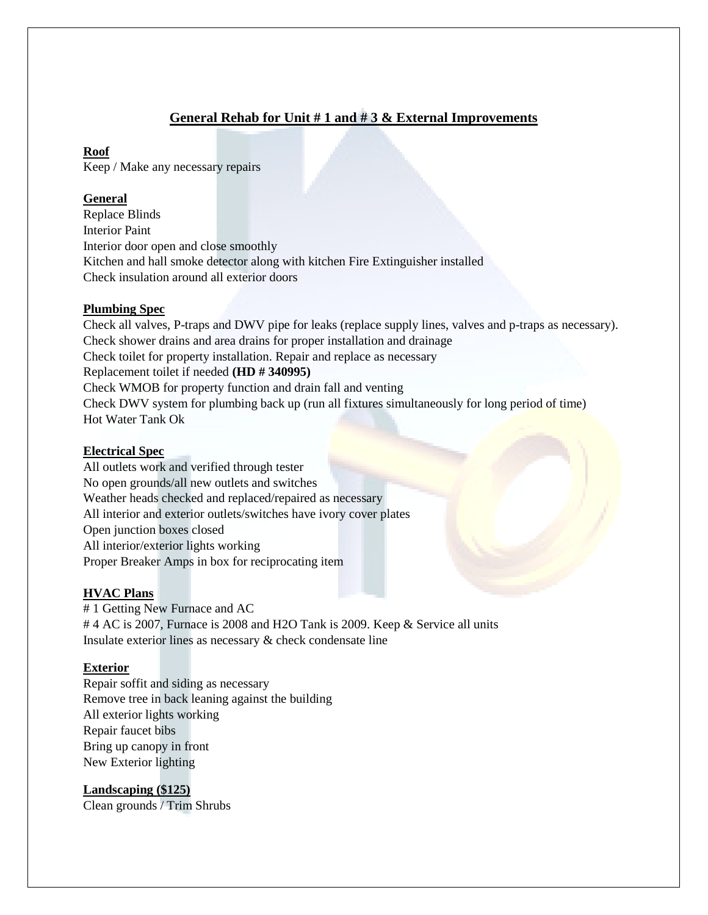# General Rehab for Unit # 1 and # 3 & External Improvements

**Roof**
Keep / Make any necessary repairs

**General**
Replace Blinds
Interior Paint
Interior door open and close smoothly
Kitchen and hall smoke detector along with kitchen Fire Extinguisher installed
Check insulation around all exterior doors

**Plumbing Spec**
Check all valves, P-traps and DWV pipe for leaks (replace supply lines, valves and p-traps as necessary).
Check shower drains and area drains for proper installation and drainage
Check toilet for property installation. Repair and replace as necessary
Replacement toilet if needed **(HD # 340995)**
Check WMOB for property function and drain fall and venting
Check DWV system for plumbing back up (run all fixtures simultaneously for long period of time)
Hot Water Tank Ok

**Electrical Spec**
All outlets work and verified through tester
No open grounds/all new outlets and switches
Weather heads checked and replaced/repaired as necessary
All interior and exterior outlets/switches have ivory cover plates
Open junction boxes closed
All interior/exterior lights working
Proper Breaker Amps in box for reciprocating item

**HVAC Plans**
# 1 Getting New Furnace and AC
# 4 AC is 2007, Furnace is 2008 and H2O Tank is 2009. Keep & Service all units
Insulate exterior lines as necessary & check condensate line

**Exterior**
Repair soffit and siding as necessary
Remove tree in back leaning against the building
All exterior lights working
Repair faucet bibs
Bring up canopy in front
New Exterior lighting

**Landscaping ($125)**
Clean grounds / Trim Shrubs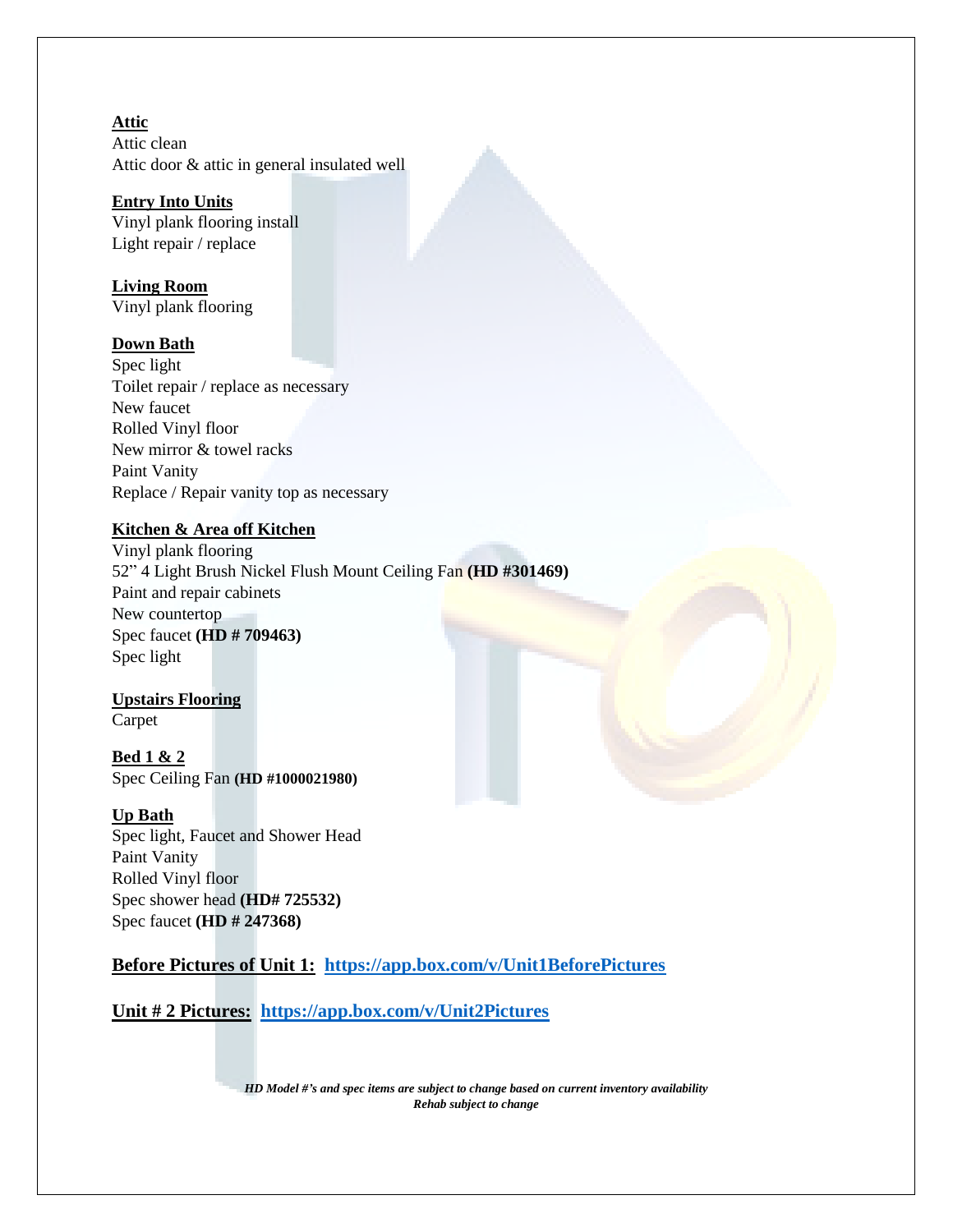**Attic**
Attic clean
Attic door & attic in general insulated well

**Entry Into Units**
Vinyl plank flooring install
Light repair / replace

**Living Room**
Vinyl plank flooring

**Down Bath**
Spec light
Toilet repair / replace as necessary
New faucet
Rolled Vinyl floor
New mirror & towel racks
Paint Vanity
Replace / Repair vanity top as necessary

**Kitchen & Area off Kitchen**
Vinyl plank flooring
52" 4 Light Brush Nickel Flush Mount Ceiling Fan **(HD #301469)**
Paint and repair cabinets
New countertop
Spec faucet **(HD # 709463)**
Spec light

**Upstairs Flooring**
Carpet

**Bed 1 & 2**
Spec Ceiling Fan **(HD #1000021980)**

**Up Bath**
Spec light, Faucet and Shower Head
Paint Vanity
Rolled Vinyl floor
Spec shower head **(HD# 725532)**
Spec faucet **(HD # 247368)**

**Before Pictures of Unit 1:** **https://app.box.com/v/Unit1BeforePictures**

**Unit # 2 Pictures:** **https://app.box.com/v/Unit2Pictures**

***HD Model #'s and spec items are subject to change based on current inventory availability***
***Rehab subject to change***